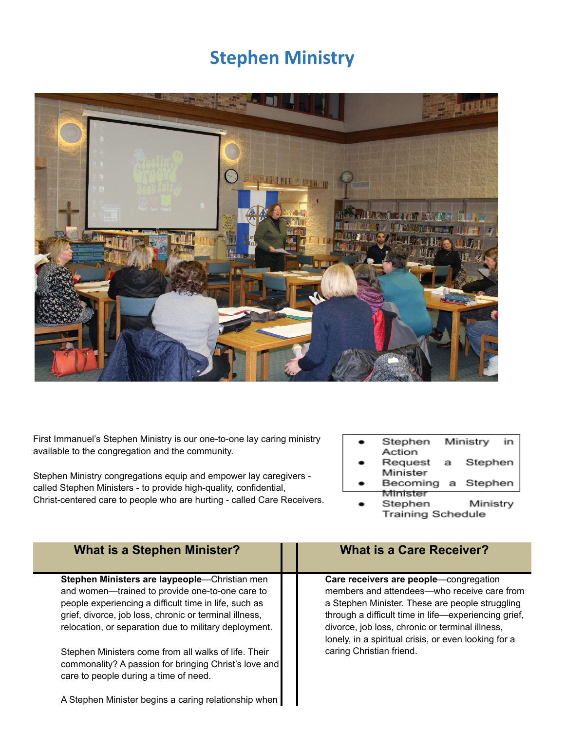# Stephen Ministry

First Immanuel's Stephen Ministry is our one-to-one lay caring ministry available to the congregation and the community.

Stephen Ministry congregations equip and empower lay caregivers - called Stephen Ministers - to provide high-quality, confidential, Christ-centered care to people who are hurting - called Care Receivers.

- Stephen Ministry in Action
- Request a Stephen Minister
- Becoming a Stephen Minister
- Stephen Ministry Training Schedule

## What is a Stephen Minister?

**Stephen Ministers are laypeople**—Christian men and women—trained to provide one-to-one care to people experiencing a difficult time in life, such as grief, divorce, job loss, chronic or terminal illness, relocation, or separation due to military deployment.

Stephen Ministers come from all walks of life. Their commonality? A passion for bringing Christ's love and care to people during a time of need.

A Stephen Minister begins a caring relationship when

## What is a Care Receiver?

**Care receivers are people**—congregation members and attendees—who receive care from a Stephen Minister. These are people struggling through a difficult time in life—experiencing grief, divorce, job loss, chronic or terminal illness, lonely, in a spiritual crisis, or even looking for a caring Christian friend.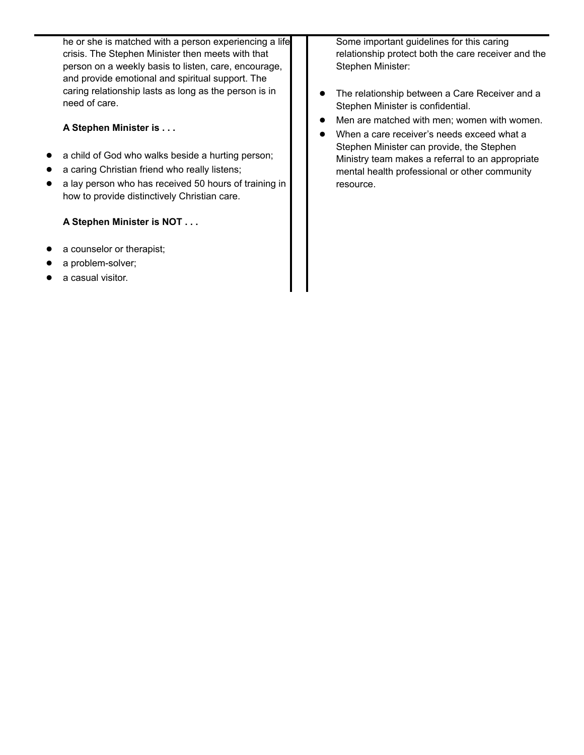he or she is matched with a person experiencing a life crisis. The Stephen Minister then meets with that person on a weekly basis to listen, care, encourage, and provide emotional and spiritual support. The caring relationship lasts as long as the person is in need of care.

**A Stephen Minister is . . .**

- a child of God who walks beside a hurting person;
- a caring Christian friend who really listens;
- a lay person who has received 50 hours of training in how to provide distinctively Christian care.

**A Stephen Minister is NOT . . .**

- a counselor or therapist;
- a problem-solver;
- a casual visitor.

Some important guidelines for this caring relationship protect both the care receiver and the Stephen Minister:

- The relationship between a Care Receiver and a Stephen Minister is confidential.
- Men are matched with men; women with women.
- When a care receiver's needs exceed what a Stephen Minister can provide, the Stephen Ministry team makes a referral to an appropriate mental health professional or other community resource.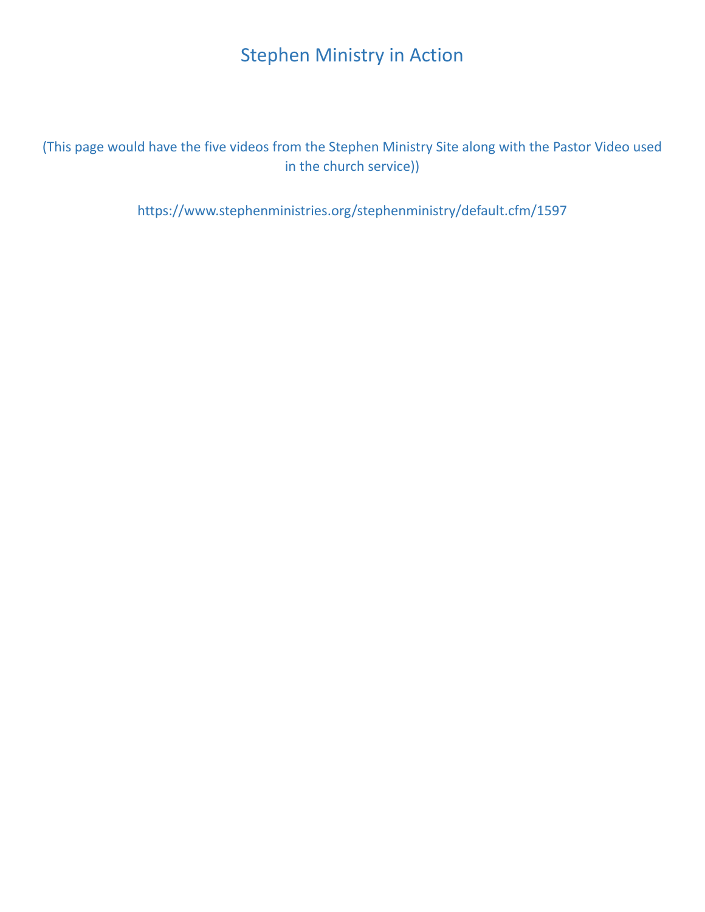# Stephen Ministry in Action

(This page would have the five videos from the Stephen Ministry Site along with the Pastor Video used in the church service))

https://www.stephenministries.org/stephenministry/default.cfm/1597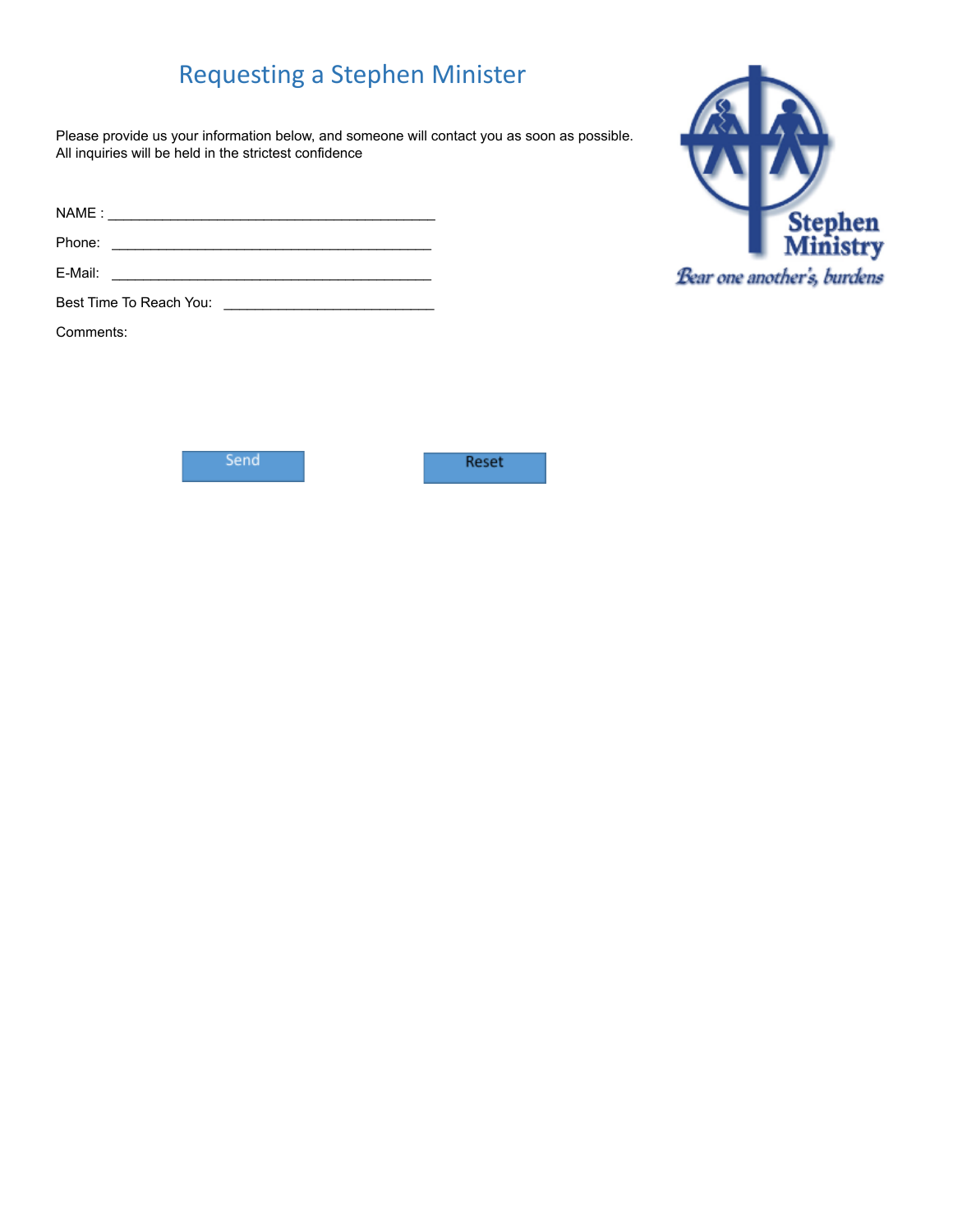# Requesting a Stephen Minister

Please provide us your information below, and someone will contact you as soon as possible.
All inquiries will be held in the strictest confidence

NAME : ___________________________________________

Phone: __________________________________________

E-Mail: __________________________________________

Best Time To Reach You: ___________________________

Comments:

Send

Reset

Stephen Ministry

*Bear one another's, burdens*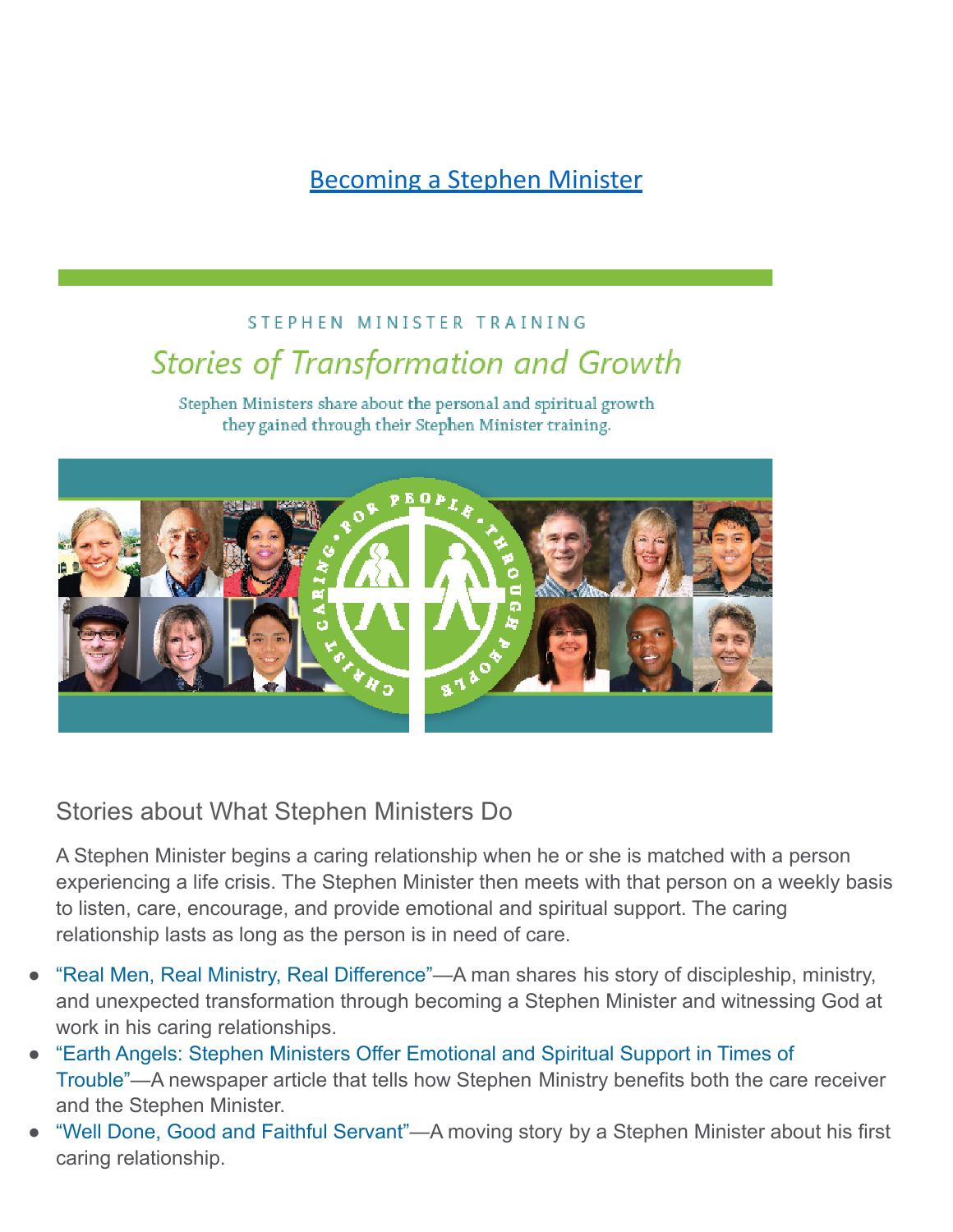[Becoming a Stephen Minister]

STEPHEN MINISTER TRAINING

*Stories of Transformation and Growth*

Stephen Ministers share about the personal and spiritual growth they gained through their Stephen Minister training.

## Stories about What Stephen Ministers Do

A Stephen Minister begins a caring relationship when he or she is matched with a person experiencing a life crisis. The Stephen Minister then meets with that person on a weekly basis to listen, care, encourage, and provide emotional and spiritual support. The caring relationship lasts as long as the person is in need of care.

- "Real Men, Real Ministry, Real Difference"—A man shares his story of discipleship, ministry, and unexpected transformation through becoming a Stephen Minister and witnessing God at work in his caring relationships.
- "Earth Angels: Stephen Ministers Offer Emotional and Spiritual Support in Times of Trouble"—A newspaper article that tells how Stephen Ministry benefits both the care receiver and the Stephen Minister.
- "Well Done, Good and Faithful Servant"—A moving story by a Stephen Minister about his first caring relationship.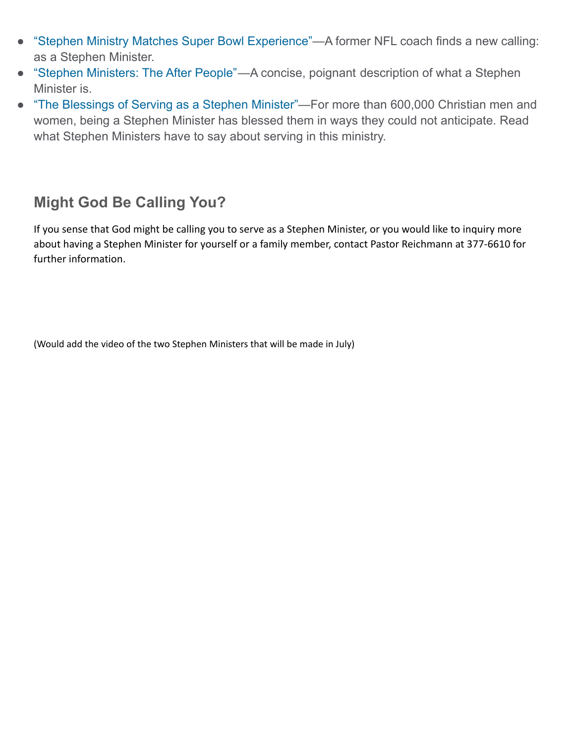- "Stephen Ministry Matches Super Bowl Experience"—A former NFL coach finds a new calling: as a Stephen Minister.
- "Stephen Ministers: The After People"—A concise, poignant description of what a Stephen Minister is.
- "The Blessings of Serving as a Stephen Minister"—For more than 600,000 Christian men and women, being a Stephen Minister has blessed them in ways they could not anticipate. Read what Stephen Ministers have to say about serving in this ministry.

## Might God Be Calling You?

If you sense that God might be calling you to serve as a Stephen Minister, or you would like to inquiry more about having a Stephen Minister for yourself or a family member, contact Pastor Reichmann at 377-6610 for further information.

(Would add the video of the two Stephen Ministers that will be made in July)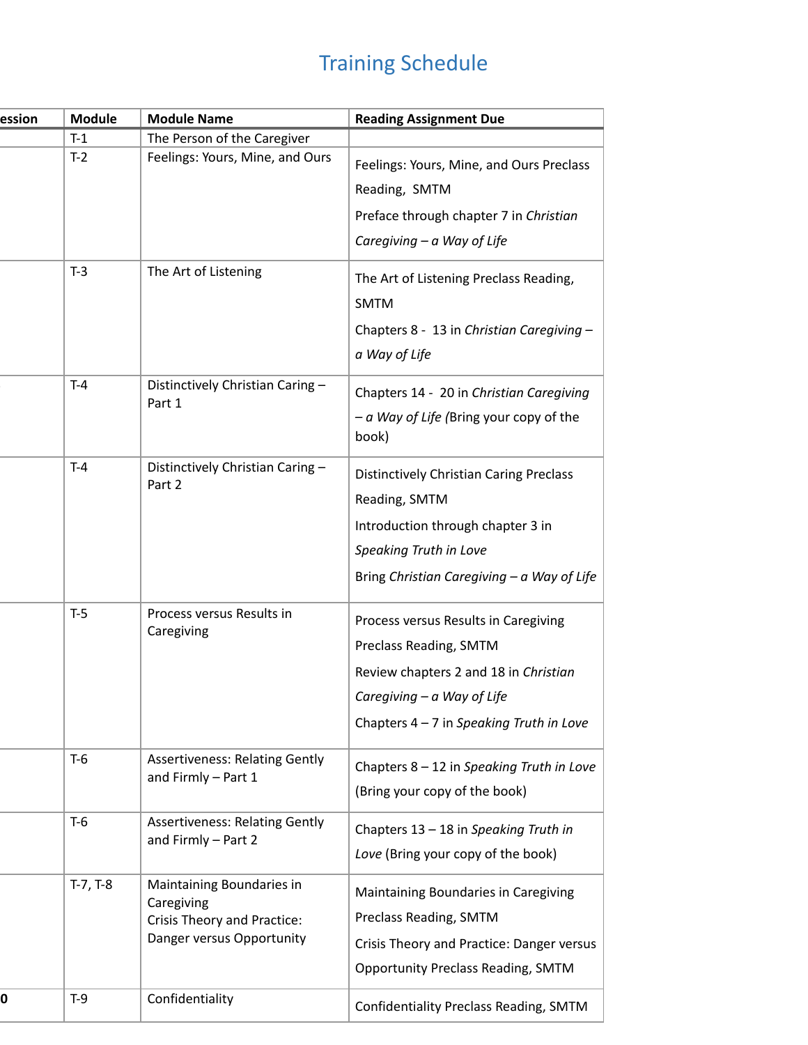# Training Schedule

| ession | Module | Module Name | Reading Assignment Due |
|---|---|---|---|
| | T-1 | The Person of the Caregiver | |
| | T-2 | Feelings: Yours, Mine, and Ours | Feelings: Yours, Mine, and Ours Preclass Reading, SMTM<br>Preface through chapter 7 in *Christian Caregiving – a Way of Life* |
| | T-3 | The Art of Listening | The Art of Listening Preclass Reading, SMTM<br>Chapters 8 - 13 in *Christian Caregiving – a Way of Life* |
| | T-4 | Distinctively Christian Caring – Part 1 | Chapters 14 - 20 in *Christian Caregiving – a Way of Life* (Bring your copy of the book) |
| | T-4 | Distinctively Christian Caring – Part 2 | Distinctively Christian Caring Preclass Reading, SMTM<br>Introduction through chapter 3 in *Speaking Truth in Love*<br>Bring *Christian Caregiving – a Way of Life* |
| | T-5 | Process versus Results in Caregiving | Process versus Results in Caregiving Preclass Reading, SMTM<br>Review chapters 2 and 18 in *Christian Caregiving – a Way of Life*<br>Chapters 4 – 7 in *Speaking Truth in Love* |
| | T-6 | Assertiveness: Relating Gently and Firmly – Part 1 | Chapters 8 – 12 in *Speaking Truth in Love* (Bring your copy of the book) |
| | T-6 | Assertiveness: Relating Gently and Firmly – Part 2 | Chapters 13 – 18 in *Speaking Truth in Love* (Bring your copy of the book) |
| | T-7, T-8 | Maintaining Boundaries in Caregiving<br>Crisis Theory and Practice: Danger versus Opportunity | Maintaining Boundaries in Caregiving Preclass Reading, SMTM<br>Crisis Theory and Practice: Danger versus Opportunity Preclass Reading, SMTM |
| 0 | T-9 | Confidentiality | Confidentiality Preclass Reading, SMTM |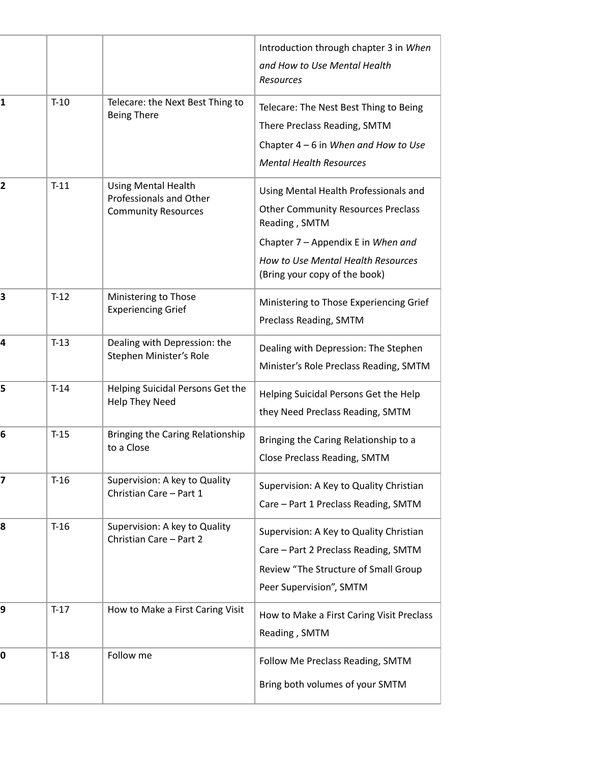| | | | |
|---|---|---|---|
| | | | Introduction through chapter 3 in *When and How to Use Mental Health Resources* |
| 1 | T-10 | Telecare: the Next Best Thing to Being There | Telecare: The Nest Best Thing to Being There Preclass Reading, SMTM<br>Chapter 4 – 6 in *When and How to Use Mental Health Resources* |
| 2 | T-11 | Using Mental Health Professionals and Other Community Resources | Using Mental Health Professionals and Other Community Resources Preclass Reading , SMTM<br>Chapter 7 – Appendix E in *When and How to Use Mental Health Resources* (Bring your copy of the book) |
| 3 | T-12 | Ministering to Those Experiencing Grief | Ministering to Those Experiencing Grief Preclass Reading, SMTM |
| 4 | T-13 | Dealing with Depression: the Stephen Minister's Role | Dealing with Depression: The Stephen Minister's Role Preclass Reading, SMTM |
| 5 | T-14 | Helping Suicidal Persons Get the Help They Need | Helping Suicidal Persons Get the Help they Need Preclass Reading, SMTM |
| 6 | T-15 | Bringing the Caring Relationship to a Close | Bringing the Caring Relationship to a Close Preclass Reading, SMTM |
| 7 | T-16 | Supervision: A key to Quality Christian Care – Part 1 | Supervision: A Key to Quality Christian Care – Part 1 Preclass Reading, SMTM |
| 8 | T-16 | Supervision: A key to Quality Christian Care – Part 2 | Supervision: A Key to Quality Christian Care – Part 2 Preclass Reading, SMTM<br>Review "The Structure of Small Group Peer Supervision", SMTM |
| 9 | T-17 | How to Make a First Caring Visit | How to Make a First Caring Visit Preclass Reading , SMTM |
| 0 | T-18 | Follow me | Follow Me Preclass Reading, SMTM<br>Bring both volumes of your SMTM |